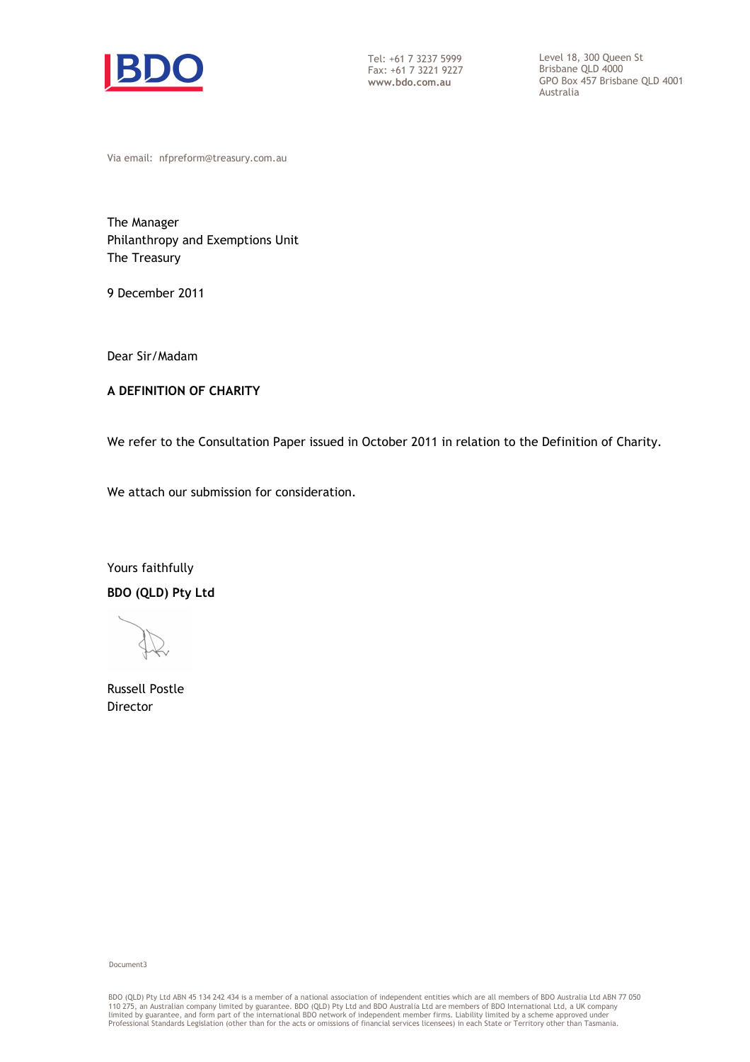BDO

Tel: +61 7 3237 5999
Fax: +61 7 3221 9227
**www.bdo.com.au**

Level 18, 300 Queen St
Brisbane QLD 4000
GPO Box 457 Brisbane QLD 4001
Australia

Via email: nfpreform@treasury.com.au

The Manager
Philanthropy and Exemptions Unit
The Treasury

9 December 2011

Dear Sir/Madam

**A DEFINITION OF CHARITY**

We refer to the Consultation Paper issued in October 2011 in relation to the Definition of Charity.

We attach our submission for consideration.

Yours faithfully

**BDO (QLD) Pty Ltd**

Russell Postle
Director

Document3

BDO (QLD) Pty Ltd ABN 45 134 242 434 is a member of a national association of independent entities which are all members of BDO Australia Ltd ABN 77 050 110 275, an Australian company limited by guarantee. BDO (QLD) Pty Ltd and BDO Australia Ltd are members of BDO International Ltd, a UK company limited by guarantee, and form part of the international BDO network of independent member firms. Liability limited by a scheme approved under Professional Standards Legislation (other than for the acts or omissions of financial services licensees) in each State or Territory other than Tasmania.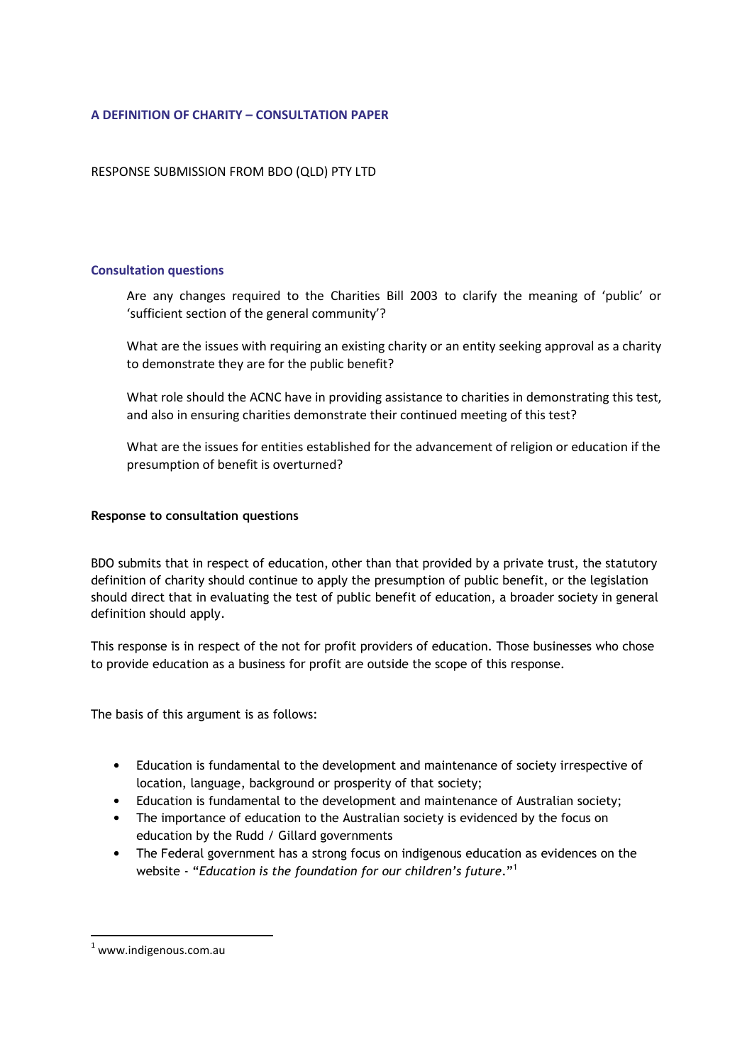### A DEFINITION OF CHARITY – CONSULTATION PAPER

RESPONSE SUBMISSION FROM BDO (QLD) PTY LTD

#### Consultation questions

Are any changes required to the Charities Bill 2003 to clarify the meaning of 'public' or 'sufficient section of the general community'?

What are the issues with requiring an existing charity or an entity seeking approval as a charity to demonstrate they are for the public benefit?

What role should the ACNC have in providing assistance to charities in demonstrating this test, and also in ensuring charities demonstrate their continued meeting of this test?

What are the issues for entities established for the advancement of religion or education if the presumption of benefit is overturned?

**Response to consultation questions**

BDO submits that in respect of education, other than that provided by a private trust, the statutory definition of charity should continue to apply the presumption of public benefit, or the legislation should direct that in evaluating the test of public benefit of education, a broader society in general definition should apply.

This response is in respect of the not for profit providers of education. Those businesses who chose to provide education as a business for profit are outside the scope of this response.

The basis of this argument is as follows:

- Education is fundamental to the development and maintenance of society irrespective of location, language, background or prosperity of that society;
- Education is fundamental to the development and maintenance of Australian society;
- The importance of education to the Australian society is evidenced by the focus on education by the Rudd / Gillard governments
- The Federal government has a strong focus on indigenous education as evidences on the website - "*Education is the foundation for our children's future*."[1]

[1] www.indigenous.com.au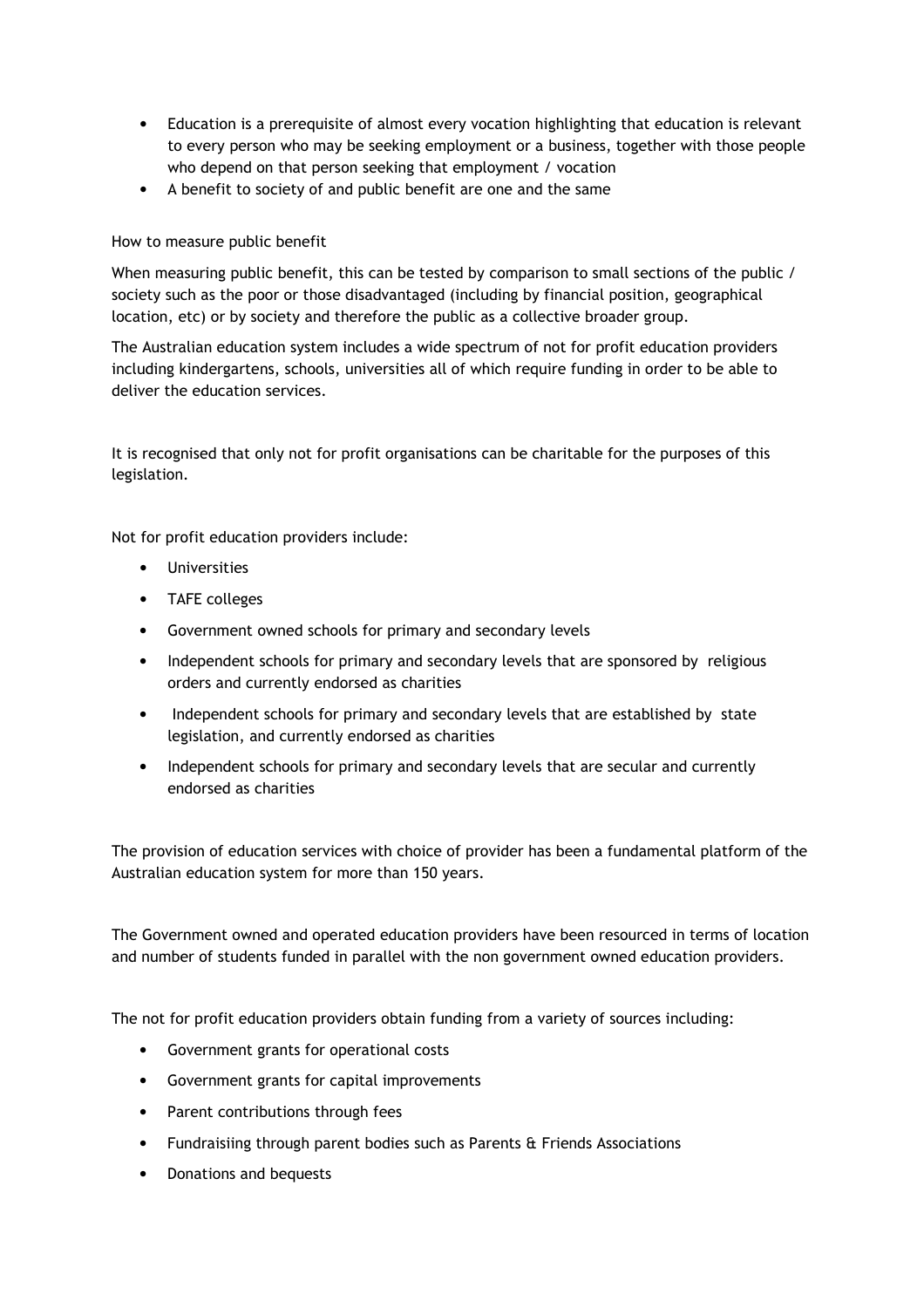- Education is a prerequisite of almost every vocation highlighting that education is relevant to every person who may be seeking employment or a business, together with those people who depend on that person seeking that employment / vocation
- A benefit to society of and public benefit are one and the same

How to measure public benefit

When measuring public benefit, this can be tested by comparison to small sections of the public / society such as the poor or those disadvantaged (including by financial position, geographical location, etc) or by society and therefore the public as a collective broader group.

The Australian education system includes a wide spectrum of not for profit education providers including kindergartens, schools, universities all of which require funding in order to be able to deliver the education services.

It is recognised that only not for profit organisations can be charitable for the purposes of this legislation.

Not for profit education providers include:

- Universities
- TAFE colleges
- Government owned schools for primary and secondary levels
- Independent schools for primary and secondary levels that are sponsored by religious orders and currently endorsed as charities
- Independent schools for primary and secondary levels that are established by state legislation, and currently endorsed as charities
- Independent schools for primary and secondary levels that are secular and currently endorsed as charities

The provision of education services with choice of provider has been a fundamental platform of the Australian education system for more than 150 years.

The Government owned and operated education providers have been resourced in terms of location and number of students funded in parallel with the non government owned education providers.

The not for profit education providers obtain funding from a variety of sources including:

- Government grants for operational costs
- Government grants for capital improvements
- Parent contributions through fees
- Fundraisiing through parent bodies such as Parents & Friends Associations
- Donations and bequests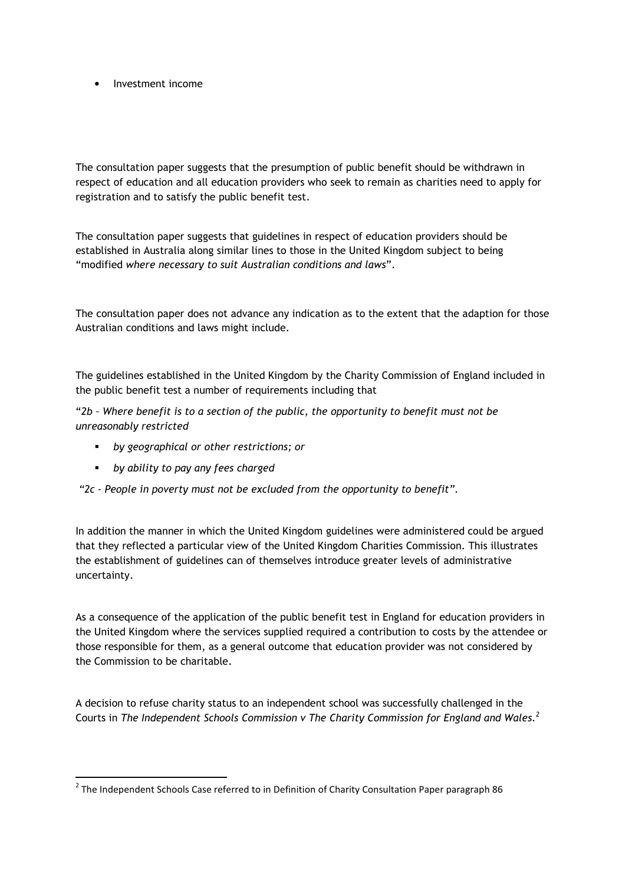- Investment income

The consultation paper suggests that the presumption of public benefit should be withdrawn in respect of education and all education providers who seek to remain as charities need to apply for registration and to satisfy the public benefit test.

The consultation paper suggests that guidelines in respect of education providers should be established in Australia along similar lines to those in the United Kingdom subject to being "modified *where necessary to suit Australian conditions and laws*".

The consultation paper does not advance any indication as to the extent that the adaption for those Australian conditions and laws might include.

The guidelines established in the United Kingdom by the Charity Commission of England included in the public benefit test a number of requirements including that

"*2b – Where benefit is to a section of the public, the opportunity to benefit must not be unreasonably restricted*

- *by geographical or other restrictions; or*
- *by ability to pay any fees charged*

*"2c - People in poverty must not be excluded from the opportunity to benefit".*

In addition the manner in which the United Kingdom guidelines were administered could be argued that they reflected a particular view of the United Kingdom Charities Commission. This illustrates the establishment of guidelines can of themselves introduce greater levels of administrative uncertainty.

As a consequence of the application of the public benefit test in England for education providers in the United Kingdom where the services supplied required a contribution to costs by the attendee or those responsible for them, as a general outcome that education provider was not considered by the Commission to be charitable.

A decision to refuse charity status to an independent school was successfully challenged in the Courts in *The Independent Schools Commission v The Charity Commission for England and Wales.*[2]

[2] The Independent Schools Case referred to in Definition of Charity Consultation Paper paragraph 86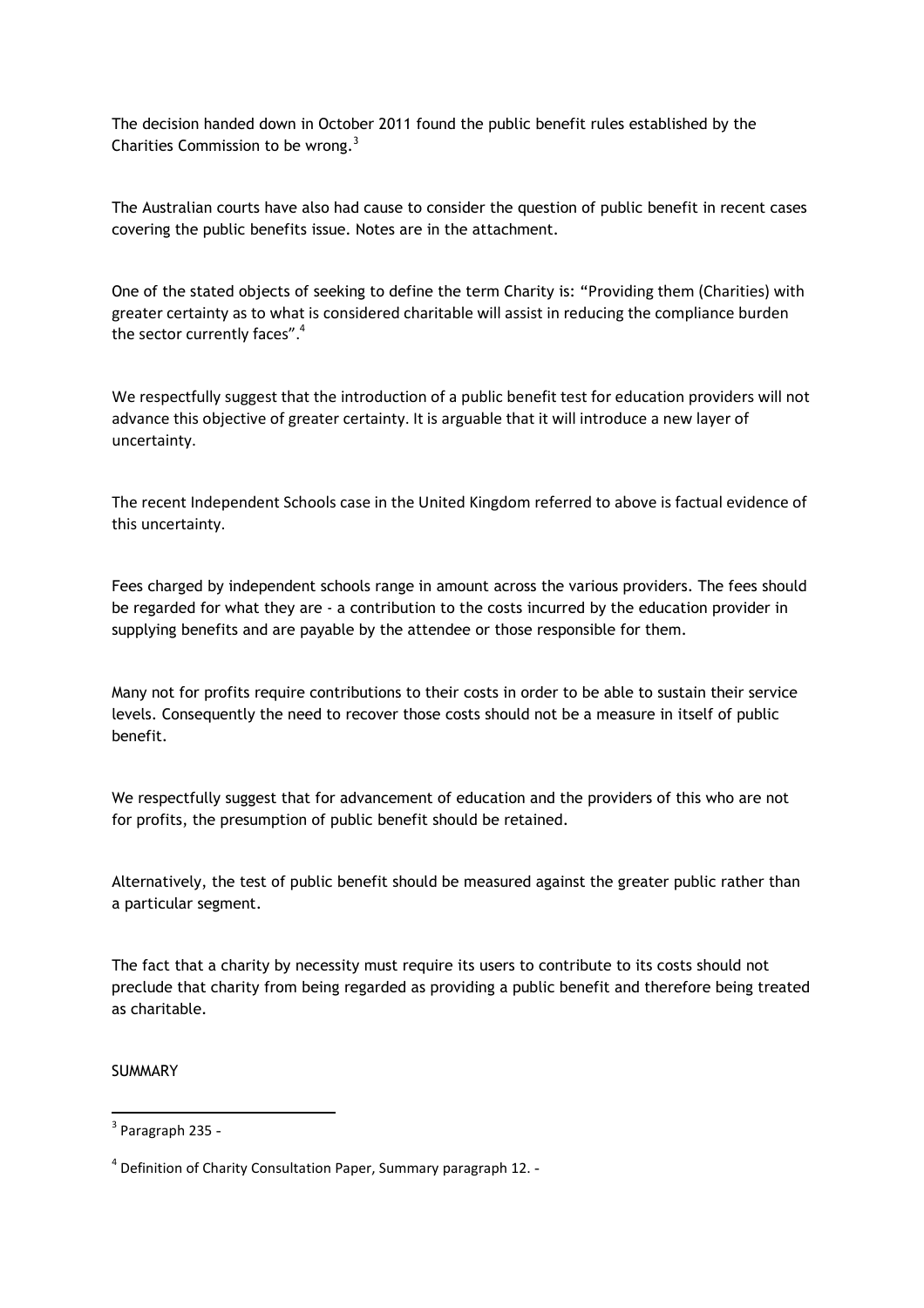The decision handed down in October 2011 found the public benefit rules established by the Charities Commission to be wrong.[3]

The Australian courts have also had cause to consider the question of public benefit in recent cases covering the public benefits issue. Notes are in the attachment.

One of the stated objects of seeking to define the term Charity is: "Providing them (Charities) with greater certainty as to what is considered charitable will assist in reducing the compliance burden the sector currently faces".[4]

We respectfully suggest that the introduction of a public benefit test for education providers will not advance this objective of greater certainty. It is arguable that it will introduce a new layer of uncertainty.

The recent Independent Schools case in the United Kingdom referred to above is factual evidence of this uncertainty.

Fees charged by independent schools range in amount across the various providers. The fees should be regarded for what they are - a contribution to the costs incurred by the education provider in supplying benefits and are payable by the attendee or those responsible for them.

Many not for profits require contributions to their costs in order to be able to sustain their service levels. Consequently the need to recover those costs should not be a measure in itself of public benefit.

We respectfully suggest that for advancement of education and the providers of this who are not for profits, the presumption of public benefit should be retained.

Alternatively, the test of public benefit should be measured against the greater public rather than a particular segment.

The fact that a charity by necessity must require its users to contribute to its costs should not preclude that charity from being regarded as providing a public benefit and therefore being treated as charitable.

SUMMARY

---

[3] Paragraph 235 -

[4] Definition of Charity Consultation Paper, Summary paragraph 12. -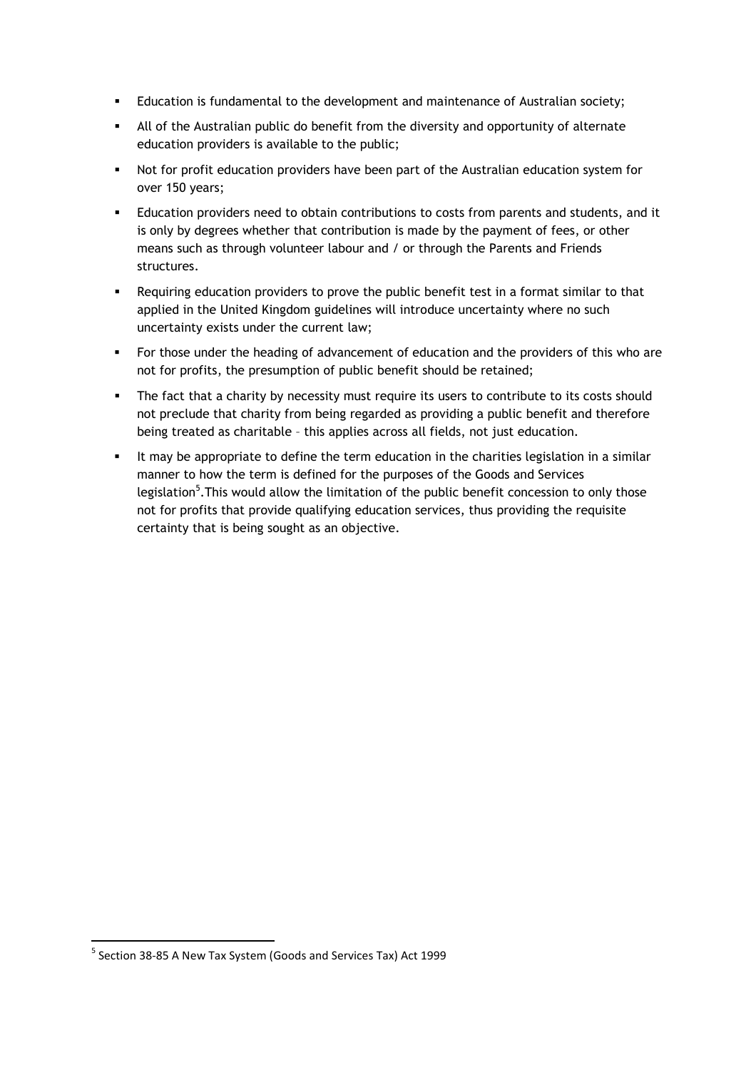- Education is fundamental to the development and maintenance of Australian society;
- All of the Australian public do benefit from the diversity and opportunity of alternate education providers is available to the public;
- Not for profit education providers have been part of the Australian education system for over 150 years;
- Education providers need to obtain contributions to costs from parents and students, and it is only by degrees whether that contribution is made by the payment of fees, or other means such as through volunteer labour and / or through the Parents and Friends structures.
- Requiring education providers to prove the public benefit test in a format similar to that applied in the United Kingdom guidelines will introduce uncertainty where no such uncertainty exists under the current law;
- For those under the heading of advancement of education and the providers of this who are not for profits, the presumption of public benefit should be retained;
- The fact that a charity by necessity must require its users to contribute to its costs should not preclude that charity from being regarded as providing a public benefit and therefore being treated as charitable – this applies across all fields, not just education.
- It may be appropriate to define the term education in the charities legislation in a similar manner to how the term is defined for the purposes of the Goods and Services legislation[5].This would allow the limitation of the public benefit concession to only those not for profits that provide qualifying education services, thus providing the requisite certainty that is being sought as an objective.

---

[5] Section 38-85 A New Tax System (Goods and Services Tax) Act 1999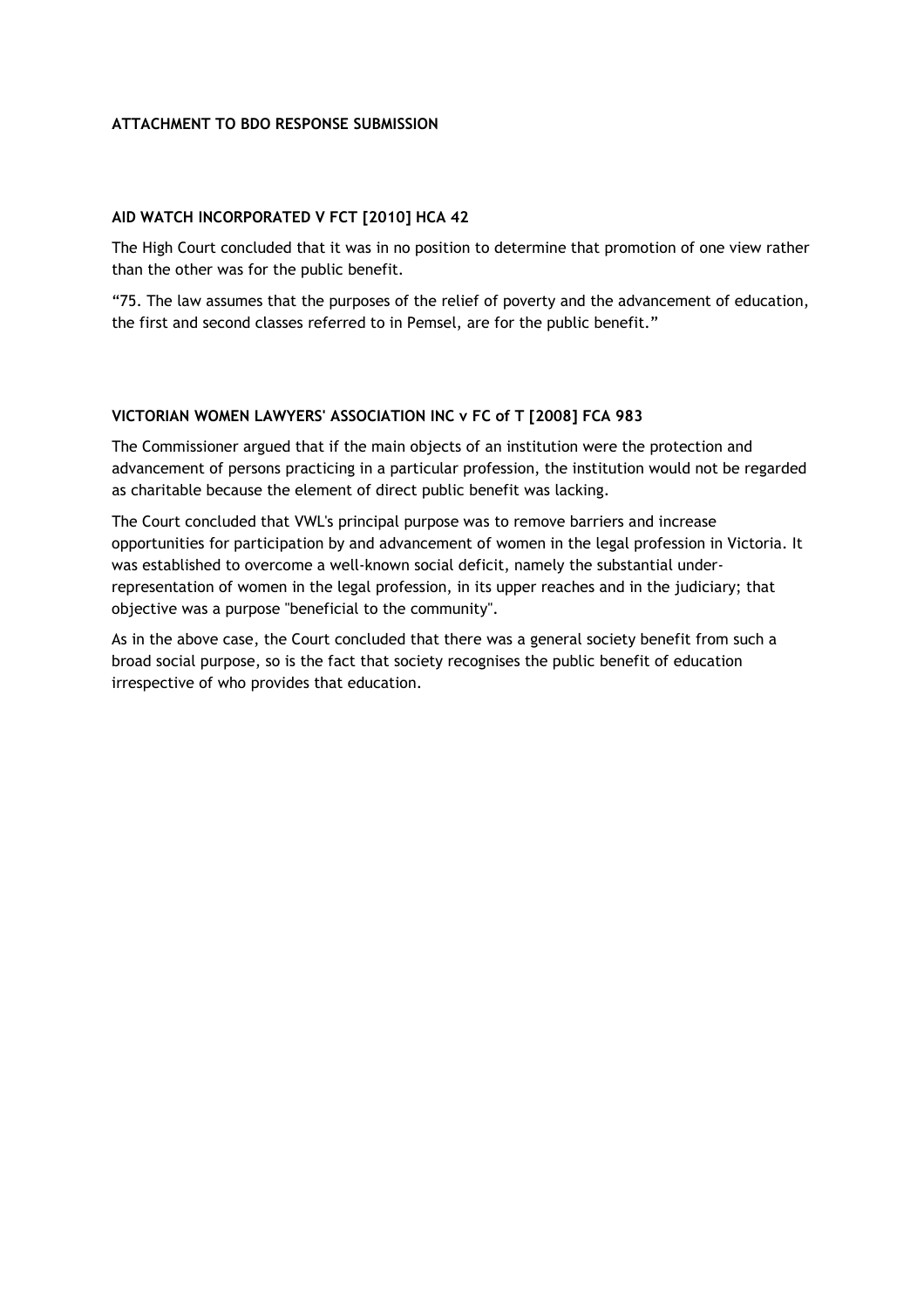**ATTACHMENT TO BDO RESPONSE SUBMISSION**

**AID WATCH INCORPORATED V FCT [2010] HCA 42**

The High Court concluded that it was in no position to determine that promotion of one view rather than the other was for the public benefit.

"75. The law assumes that the purposes of the relief of poverty and the advancement of education, the first and second classes referred to in Pemsel, are for the public benefit."

**VICTORIAN WOMEN LAWYERS' ASSOCIATION INC v FC of T [2008] FCA 983**

The Commissioner argued that if the main objects of an institution were the protection and advancement of persons practicing in a particular profession, the institution would not be regarded as charitable because the element of direct public benefit was lacking.

The Court concluded that VWL's principal purpose was to remove barriers and increase opportunities for participation by and advancement of women in the legal profession in Victoria. It was established to overcome a well-known social deficit, namely the substantial under-representation of women in the legal profession, in its upper reaches and in the judiciary; that objective was a purpose "beneficial to the community".

As in the above case, the Court concluded that there was a general society benefit from such a broad social purpose, so is the fact that society recognises the public benefit of education irrespective of who provides that education.